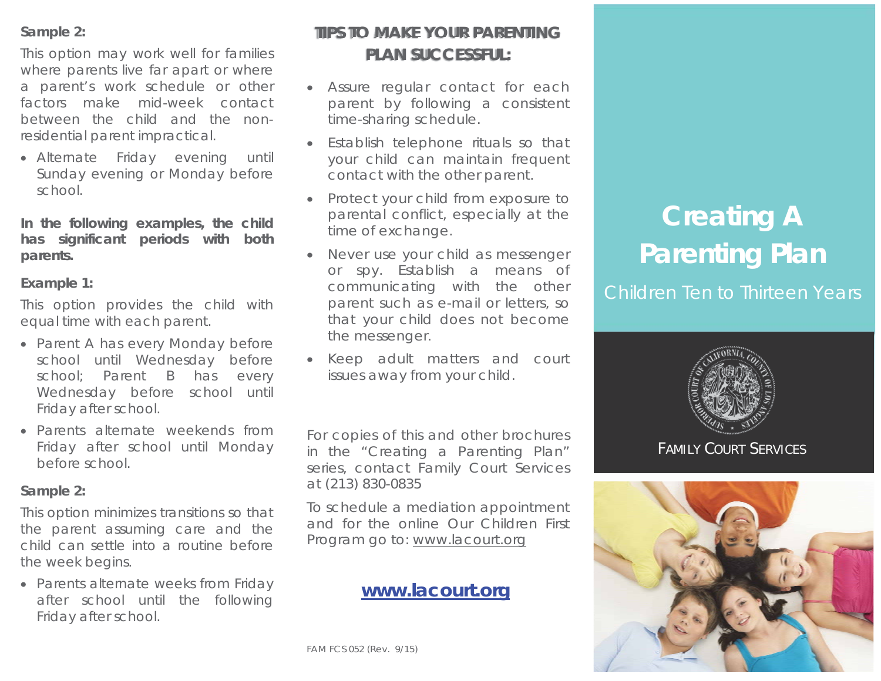**Sample 2:**

This option may work well for families where parents live far apart or where a parent's work schedule or other factors make mid-week contact between the child and the non-residential parent impractical.

- Alternate Friday evening until Sunday evening or Monday before school.

**In the following examples, the child has significant periods with both parents.**

**Example 1:**

This option provides the child with equal time with each parent.

- Parent A has every Monday before school until Wednesday before school; Parent B has every Wednesday before school until Friday after school.
- Parents alternate weekends from Friday after school until Monday before school.

**Sample 2:**

This option minimizes transitions so that the parent assuming care and the child can settle into a routine before the week begins.

- Parents alternate weeks from Friday after school until the following Friday after school.

## TIPS TO MAKE YOUR PARENTING PLAN SUCCESSFUL:

- Assure regular contact for each parent by following a consistent time-sharing schedule.
- Establish telephone rituals so that your child can maintain frequent contact with the other parent.
- Protect your child from exposure to parental conflict, especially at the time of exchange.
- Never use your child as messenger or spy. Establish a means of communicating with the other parent such as e-mail or letters, so that your child does not become the messenger.
- Keep adult matters and court issues away from your child.

For copies of this and other brochures in the "Creating a Parenting Plan" series, contact Family Court Services at (213) 830-0835

To schedule a mediation appointment and for the online Our Children First Program go to: www.lacourt.org

**www.lacourt.org**

FAM FCS 052 (Rev. 9/15)

# Creating A Parenting Plan

## Children Ten to Thirteen Years

FAMILY COURT SERVICES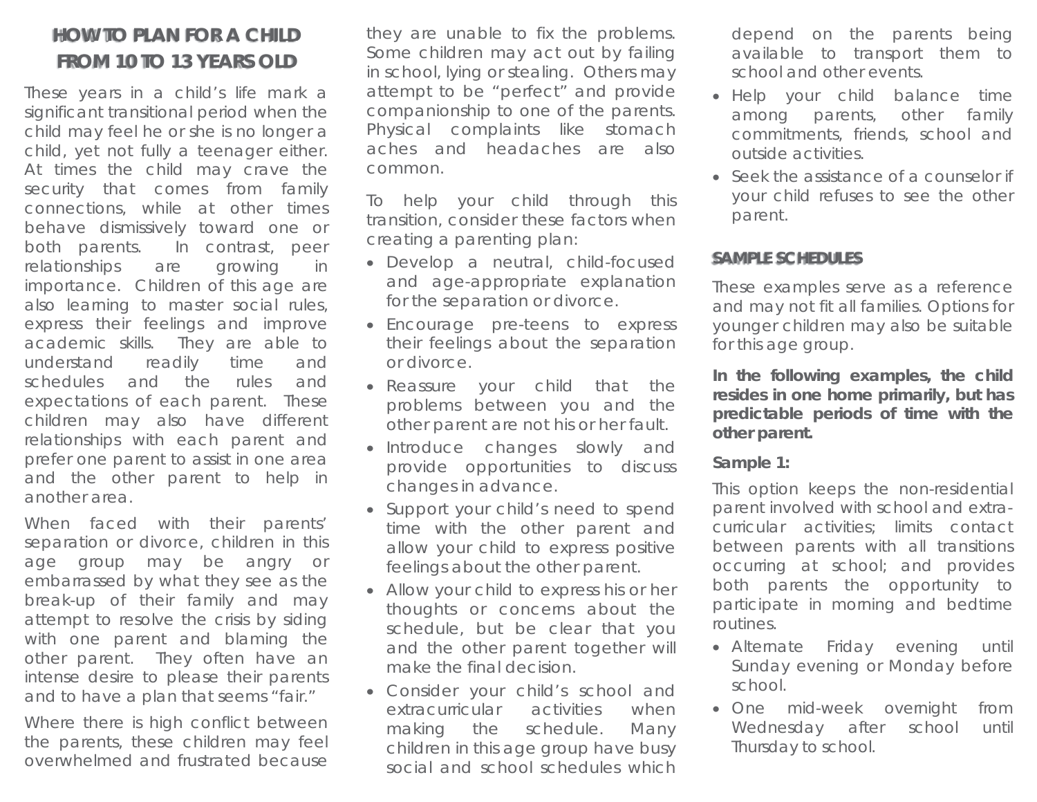## HOW TO PLAN FOR A CHILD FROM 10 TO 13 YEARS OLD

These years in a child's life mark a significant transitional period when the child may feel he or she is no longer a child, yet not fully a teenager either. At times the child may crave the security that comes from family connections, while at other times behave dismissively toward one or both parents. In contrast, peer relationships are growing in importance. Children of this age are also learning to master social rules, express their feelings and improve academic skills. They are able to understand readily time and schedules and the rules and expectations of each parent. These children may also have different relationships with each parent and prefer one parent to assist in one area and the other parent to help in another area.

When faced with their parents' separation or divorce, children in this age group may be angry or embarrassed by what they see as the break-up of their family and may attempt to resolve the crisis by siding with one parent and blaming the other parent. They often have an intense desire to please their parents and to have a plan that seems "fair."

Where there is high conflict between the parents, these children may feel overwhelmed and frustrated because they are unable to fix the problems. Some children may act out by failing in school, lying or stealing. Others may attempt to be "perfect" and provide companionship to one of the parents. Physical complaints like stomach aches and headaches are also common.

To help your child through this transition, consider these factors when creating a parenting plan:

- Develop a neutral, child-focused and age-appropriate explanation for the separation or divorce.
- Encourage pre-teens to express their feelings about the separation or divorce.
- Reassure your child that the problems between you and the other parent are not his or her fault.
- Introduce changes slowly and provide opportunities to discuss changes in advance.
- Support your child's need to spend time with the other parent and allow your child to express positive feelings about the other parent.
- Allow your child to express his or her thoughts or concerns about the schedule, but be clear that you and the other parent together will make the final decision.
- Consider your child's school and extracurricular activities when making the schedule. Many children in this age group have busy social and school schedules which depend on the parents being available to transport them to school and other events.
- Help your child balance time among parents, other family commitments, friends, school and outside activities.
- Seek the assistance of a counselor if your child refuses to see the other parent.

### SAMPLE SCHEDULES

These examples serve as a reference and may not fit all families. Options for younger children may also be suitable for this age group.

**In the following examples, the child resides in one home primarily, but has predictable periods of time with the other parent.**

**Sample 1:**

This option keeps the non-residential parent involved with school and extra-curricular activities; limits contact between parents with all transitions occurring at school; and provides both parents the opportunity to participate in morning and bedtime routines.

- Alternate Friday evening until Sunday evening or Monday before school.
- One mid-week overnight from Wednesday after school until Thursday to school.